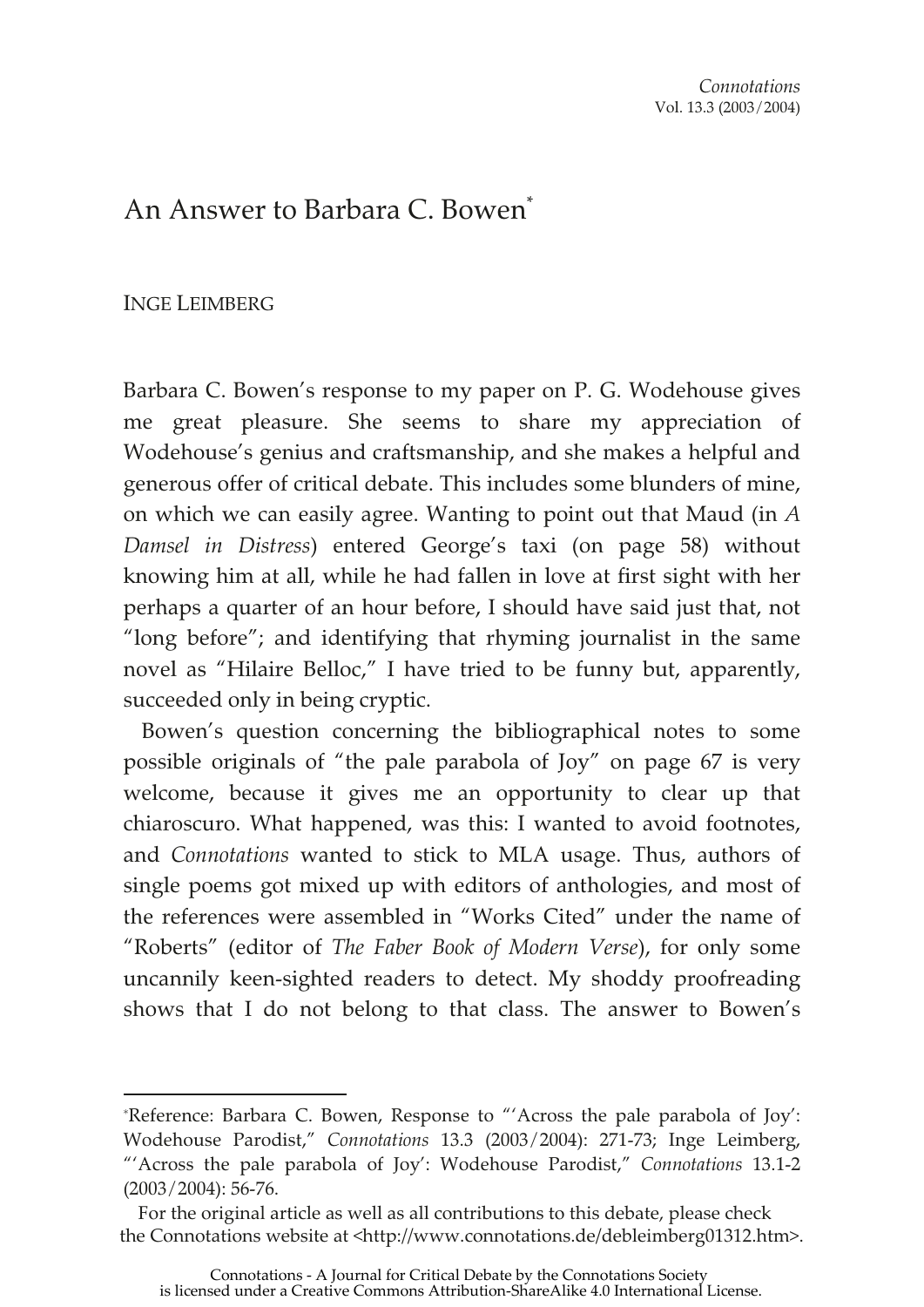# An Answer to Barbara C. Bowen[*]

INGE LEIMBERG

Barbara C. Bowen's response to my paper on P. G. Wodehouse gives me great pleasure. She seems to share my appreciation of Wodehouse's genius and craftsmanship, and she makes a helpful and generous offer of critical debate. This includes some blunders of mine, on which we can easily agree. Wanting to point out that Maud (in *A Damsel in Distress*) entered George's taxi (on page 58) without knowing him at all, while he had fallen in love at first sight with her perhaps a quarter of an hour before, I should have said just that, not "long before"; and identifying that rhyming journalist in the same novel as "Hilaire Belloc," I have tried to be funny but, apparently, succeeded only in being cryptic.

Bowen's question concerning the bibliographical notes to some possible originals of "the pale parabola of Joy" on page 67 is very welcome, because it gives me an opportunity to clear up that chiaroscuro. What happened, was this: I wanted to avoid footnotes, and *Connotations* wanted to stick to MLA usage. Thus, authors of single poems got mixed up with editors of anthologies, and most of the references were assembled in "Works Cited" under the name of "Roberts" (editor of *The Faber Book of Modern Verse*), for only some uncannily keen-sighted readers to detect. My shoddy proofreading shows that I do not belong to that class. The answer to Bowen's

---

[*]Reference: Barbara C. Bowen, Response to "'Across the pale parabola of Joy': Wodehouse Parodist," *Connotations* 13.3 (2003/2004): 271-73; Inge Leimberg, "'Across the pale parabola of Joy': Wodehouse Parodist," *Connotations* 13.1-2 (2003/2004): 56-76.

For the original article as well as all contributions to this debate, please check the Connotations website at <http://www.connotations.de/debleimberg01312.htm>.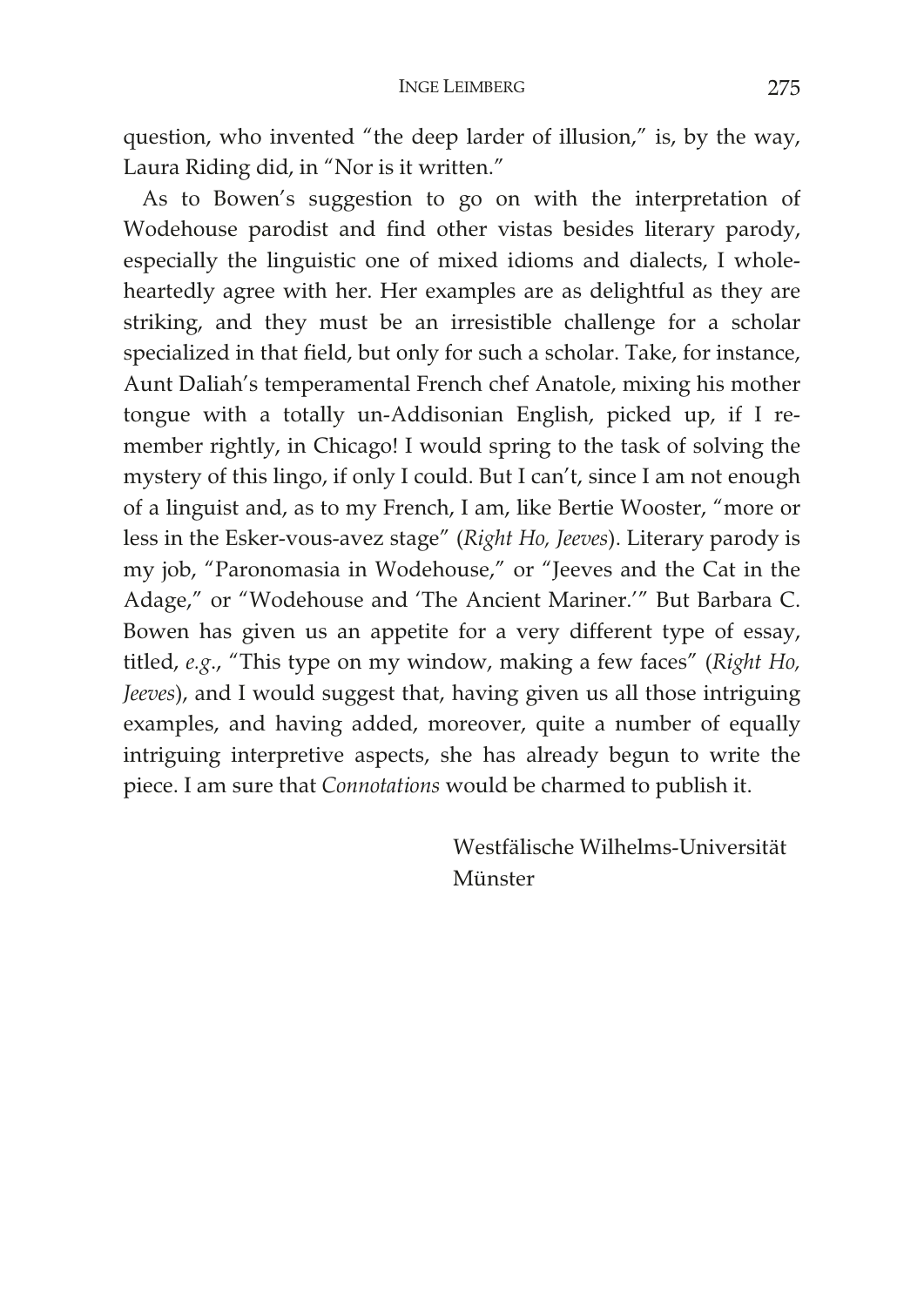question, who invented "the deep larder of illusion," is, by the way, Laura Riding did, in "Nor is it written."

As to Bowen's suggestion to go on with the interpretation of Wodehouse parodist and find other vistas besides literary parody, especially the linguistic one of mixed idioms and dialects, I wholeheartedly agree with her. Her examples are as delightful as they are striking, and they must be an irresistible challenge for a scholar specialized in that field, but only for such a scholar. Take, for instance, Aunt Daliah's temperamental French chef Anatole, mixing his mother tongue with a totally un-Addisonian English, picked up, if I remember rightly, in Chicago! I would spring to the task of solving the mystery of this lingo, if only I could. But I can't, since I am not enough of a linguist and, as to my French, I am, like Bertie Wooster, "more or less in the Esker-vous-avez stage" (*Right Ho, Jeeves*). Literary parody is my job, "Paronomasia in Wodehouse," or "Jeeves and the Cat in the Adage," or "Wodehouse and 'The Ancient Mariner.'" But Barbara C. Bowen has given us an appetite for a very different type of essay, titled, *e.g.*, "This type on my window, making a few faces" (*Right Ho, Jeeves*), and I would suggest that, having given us all those intriguing examples, and having added, moreover, quite a number of equally intriguing interpretive aspects, she has already begun to write the piece. I am sure that *Connotations* would be charmed to publish it.

Westfälische Wilhelms-Universität
Münster